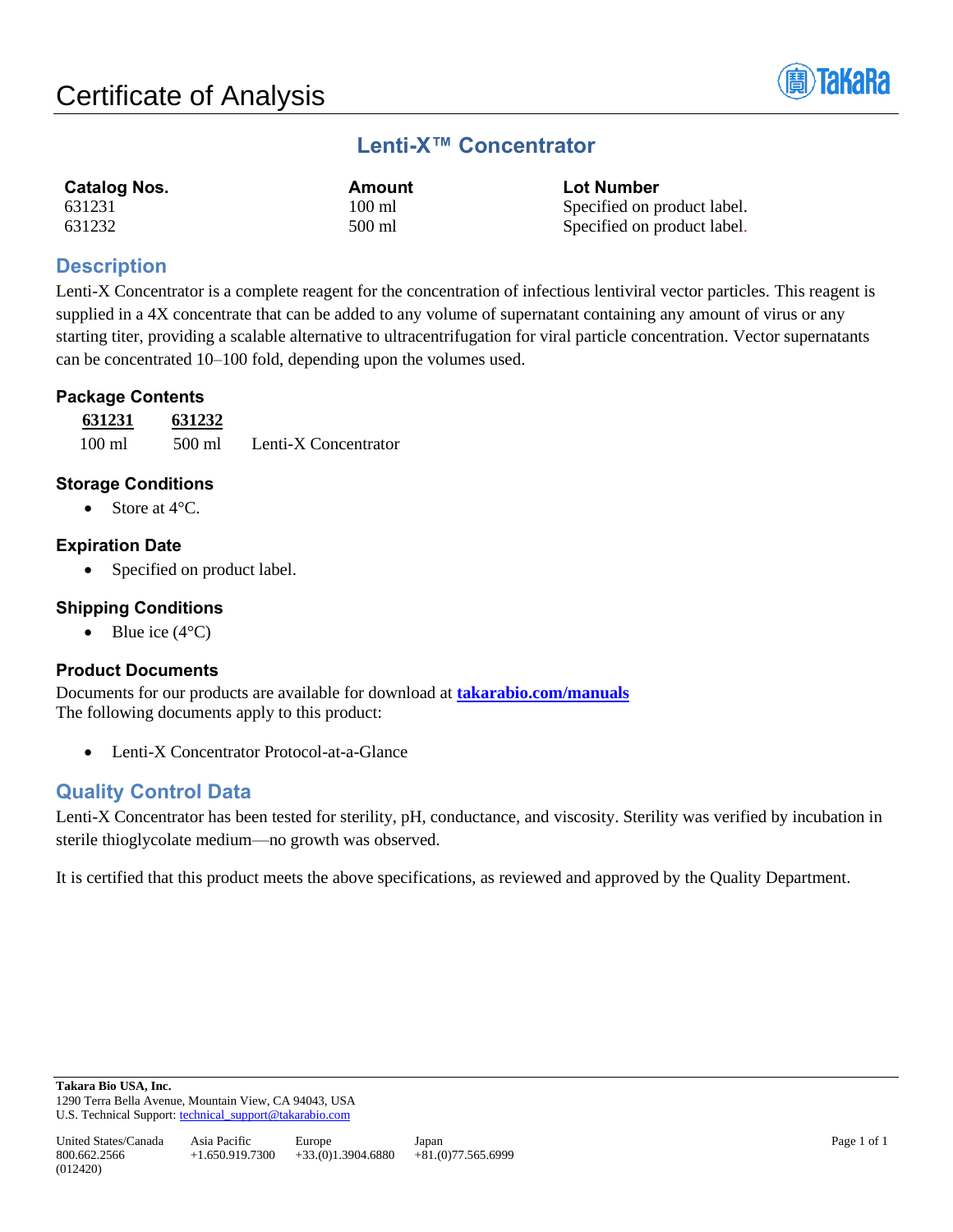# Certificate of Analysis

## Lenti-X™ Concentrator

| Catalog Nos. | Amount | Lot Number |
|---|---|---|
| 631231 | 100 ml | Specified on product label. |
| 631232 | 500 ml | Specified on product label. |

## Description

Lenti-X Concentrator is a complete reagent for the concentration of infectious lentiviral vector particles. This reagent is supplied in a 4X concentrate that can be added to any volume of supernatant containing any amount of virus or any starting titer, providing a scalable alternative to ultracentrifugation for viral particle concentration. Vector supernatants can be concentrated 10–100 fold, depending upon the volumes used.

### Package Contents

| 631231 | 631232 | |
|---|---|---|
| 100 ml | 500 ml | Lenti-X Concentrator |

### Storage Conditions

- Store at 4°C.

### Expiration Date

- Specified on product label.

### Shipping Conditions

- Blue ice (4°C)

### Product Documents

Documents for our products are available for download at **takarabio.com/manuals**
The following documents apply to this product:

- Lenti-X Concentrator Protocol-at-a-Glance

## Quality Control Data

Lenti-X Concentrator has been tested for sterility, pH, conductance, and viscosity. Sterility was verified by incubation in sterile thioglycolate medium—no growth was observed.

It is certified that this product meets the above specifications, as reviewed and approved by the Quality Department.

**Takara Bio USA, Inc.**
1290 Terra Bella Avenue, Mountain View, CA 94043, USA
U.S. Technical Support: technical_support@takarabio.com

| United States/Canada | Asia Pacific | Europe | Japan |
|---|---|---|---|
| 800.662.2566 | +1.650.919.7300 | +33.(0)1.3904.6880 | +81.(0)77.565.6999 |

(012420)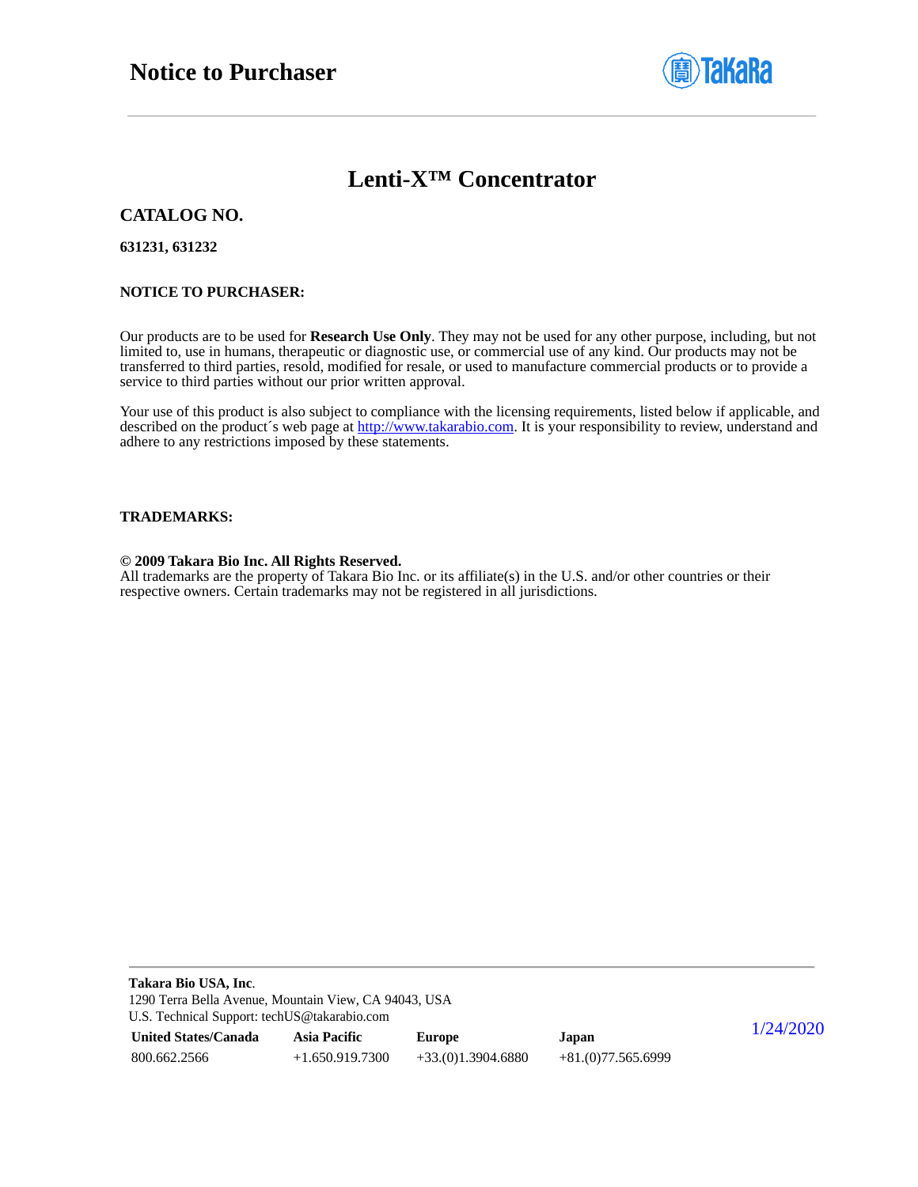# Notice to Purchaser

## Lenti-X™ Concentrator

### CATALOG NO.

**631231, 631232**

**NOTICE TO PURCHASER:**

Our products are to be used for **Research Use Only**. They may not be used for any other purpose, including, but not limited to, use in humans, therapeutic or diagnostic use, or commercial use of any kind. Our products may not be transferred to third parties, resold, modified for resale, or used to manufacture commercial products or to provide a service to third parties without our prior written approval.

Your use of this product is also subject to compliance with the licensing requirements, listed below if applicable, and described on the product´s web page at http://www.takarabio.com. It is your responsibility to review, understand and adhere to any restrictions imposed by these statements.

**TRADEMARKS:**

**© 2009 Takara Bio Inc. All Rights Reserved.**
All trademarks are the property of Takara Bio Inc. or its affiliate(s) in the U.S. and/or other countries or their respective owners. Certain trademarks may not be registered in all jurisdictions.

**Takara Bio USA, Inc**.
1290 Terra Bella Avenue, Mountain View, CA 94043, USA
U.S. Technical Support: techUS@takarabio.com

| United States/Canada | Asia Pacific | Europe | Japan |
|---|---|---|---|
| 800.662.2566 | +1.650.919.7300 | +33.(0)1.3904.6880 | +81.(0)77.565.6999 |

1/24/2020